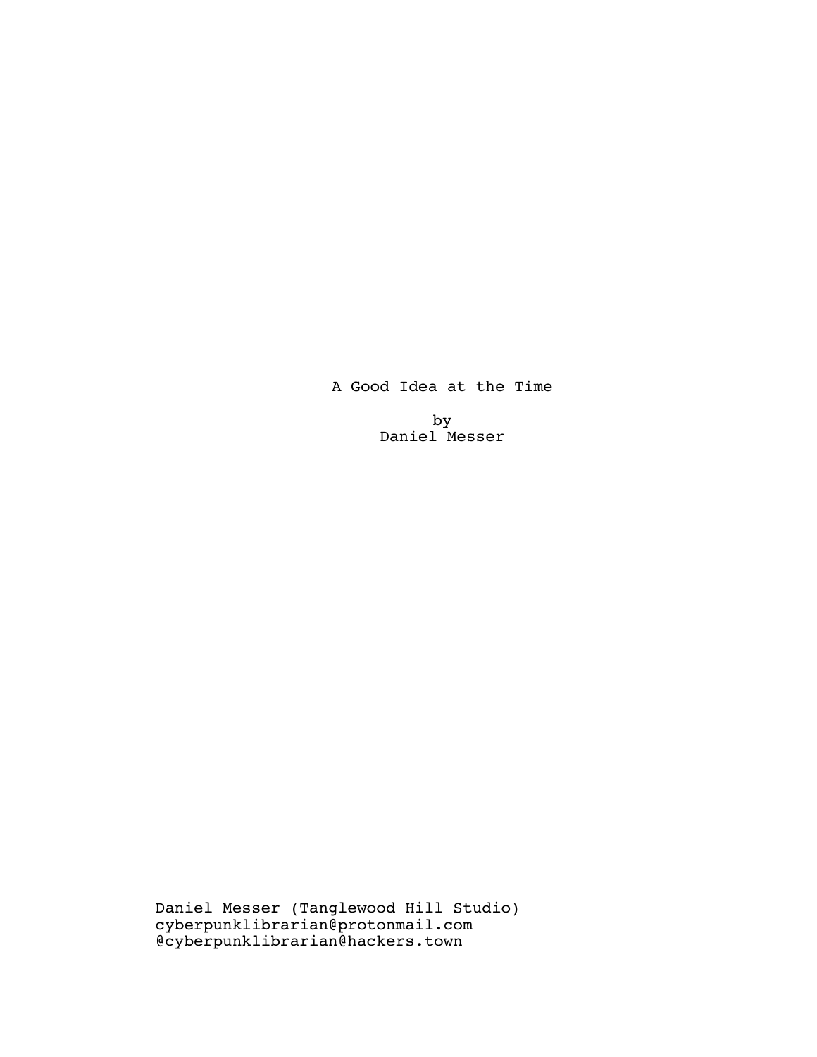# A Good Idea at the Time

by
Daniel Messer

Daniel Messer (Tanglewood Hill Studio)
cyberpunklibrarian@protonmail.com
@cyberpunklibrarian@hackers.town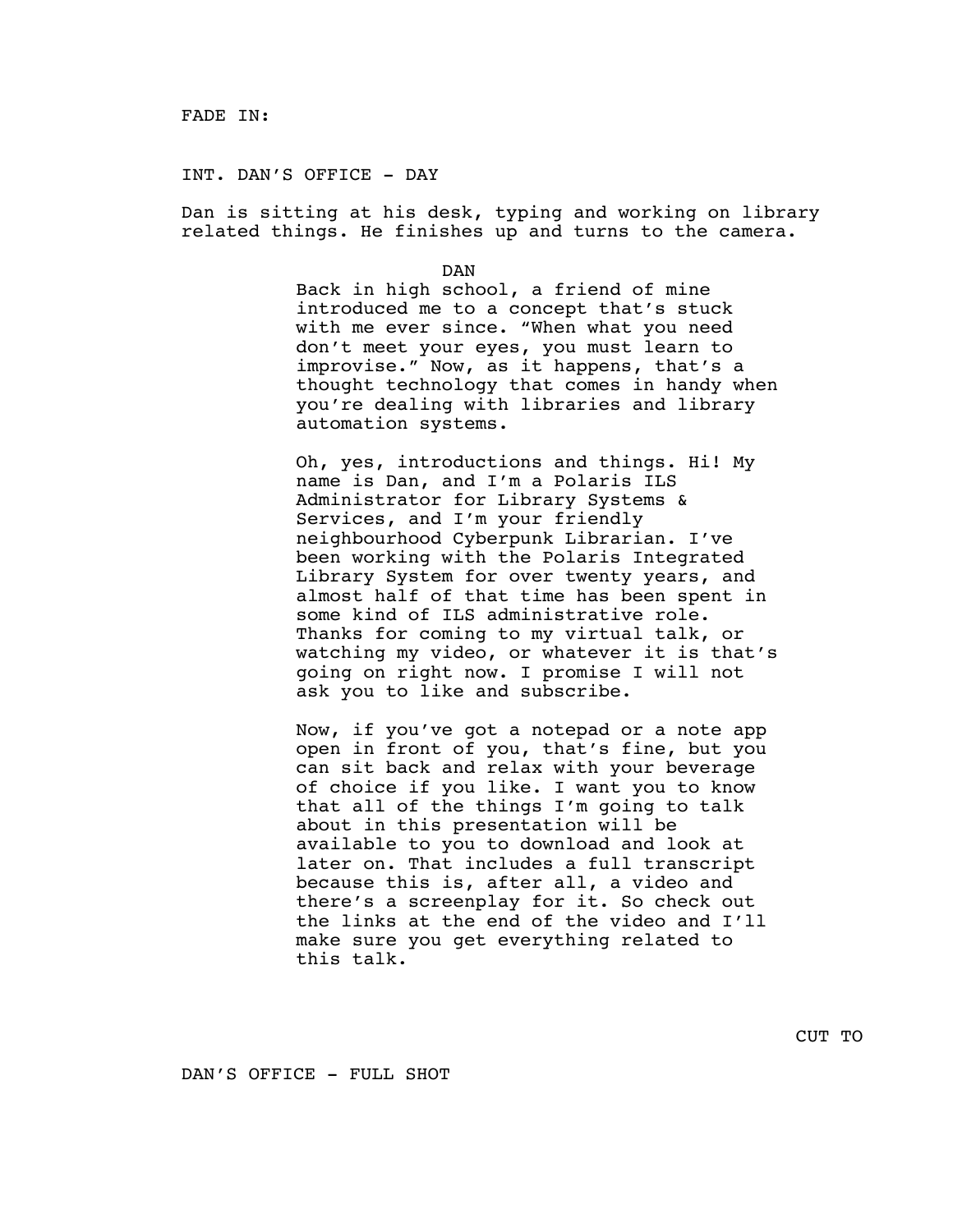FADE IN:

INT. DAN'S OFFICE - DAY

Dan is sitting at his desk, typing and working on library related things. He finishes up and turns to the camera.

DAN

Back in high school, a friend of mine introduced me to a concept that's stuck with me ever since. "When what you need don't meet your eyes, you must learn to improvise." Now, as it happens, that's a thought technology that comes in handy when you're dealing with libraries and library automation systems.

Oh, yes, introductions and things. Hi! My name is Dan, and I'm a Polaris ILS Administrator for Library Systems & Services, and I'm your friendly neighbourhood Cyberpunk Librarian. I've been working with the Polaris Integrated Library System for over twenty years, and almost half of that time has been spent in some kind of ILS administrative role. Thanks for coming to my virtual talk, or watching my video, or whatever it is that's going on right now. I promise I will not ask you to like and subscribe.

Now, if you've got a notepad or a note app open in front of you, that's fine, but you can sit back and relax with your beverage of choice if you like. I want you to know that all of the things I'm going to talk about in this presentation will be available to you to download and look at later on. That includes a full transcript because this is, after all, a video and there's a screenplay for it. So check out the links at the end of the video and I'll make sure you get everything related to this talk.

CUT TO

DAN'S OFFICE - FULL SHOT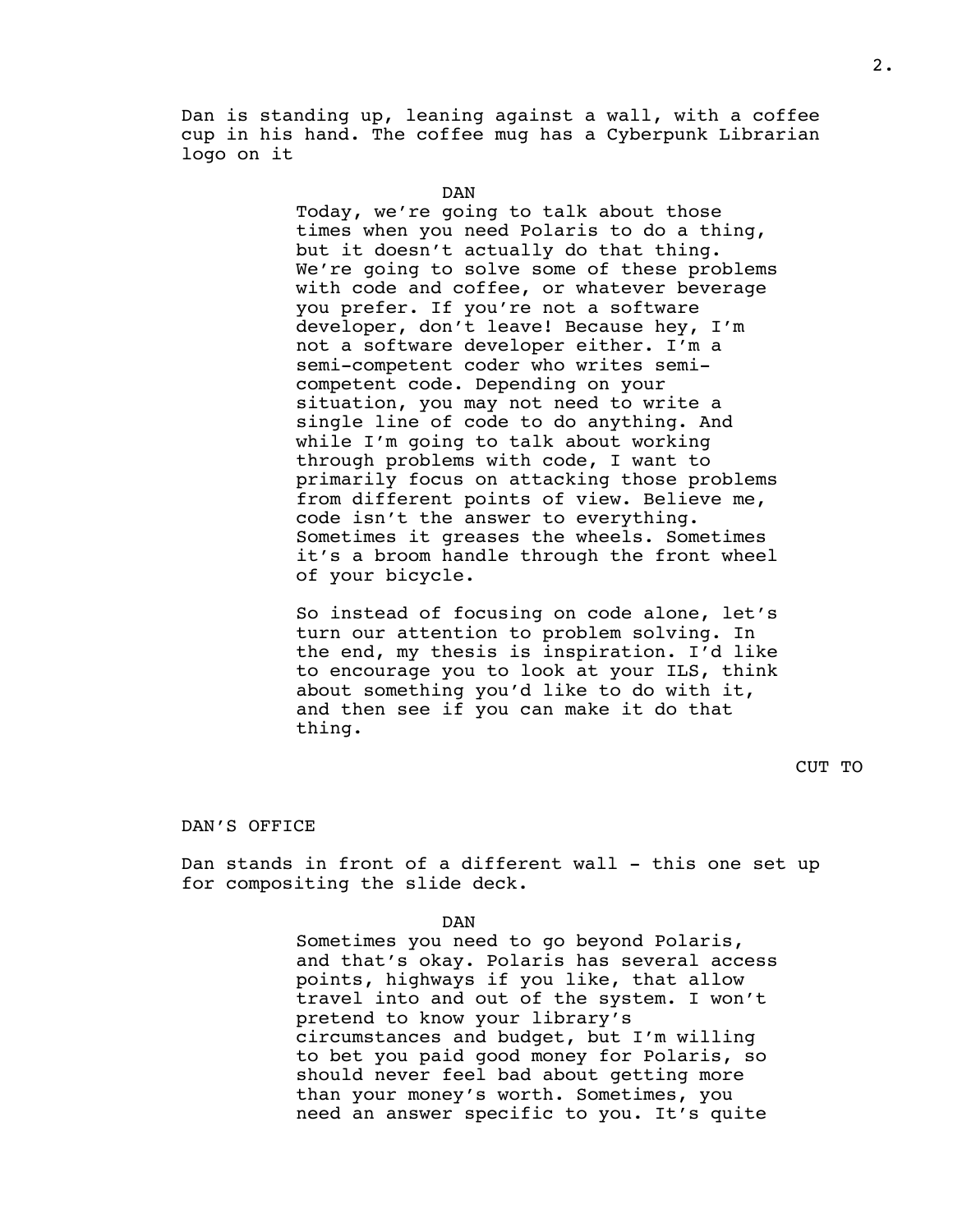Dan is standing up, leaning against a wall, with a coffee cup in his hand. The coffee mug has a Cyberpunk Librarian logo on it

DAN

Today, we're going to talk about those times when you need Polaris to do a thing, but it doesn't actually do that thing. We're going to solve some of these problems with code and coffee, or whatever beverage you prefer. If you're not a software developer, don't leave! Because hey, I'm not a software developer either. I'm a semi-competent coder who writes semi-competent code. Depending on your situation, you may not need to write a single line of code to do anything. And while I'm going to talk about working through problems with code, I want to primarily focus on attacking those problems from different points of view. Believe me, code isn't the answer to everything. Sometimes it greases the wheels. Sometimes it's a broom handle through the front wheel of your bicycle.

So instead of focusing on code alone, let's turn our attention to problem solving. In the end, my thesis is inspiration. I'd like to encourage you to look at your ILS, think about something you'd like to do with it, and then see if you can make it do that thing.

CUT TO

DAN'S OFFICE

Dan stands in front of a different wall - this one set up for compositing the slide deck.

DAN

Sometimes you need to go beyond Polaris, and that's okay. Polaris has several access points, highways if you like, that allow travel into and out of the system. I won't pretend to know your library's circumstances and budget, but I'm willing to bet you paid good money for Polaris, so should never feel bad about getting more than your money's worth. Sometimes, you need an answer specific to you. It's quite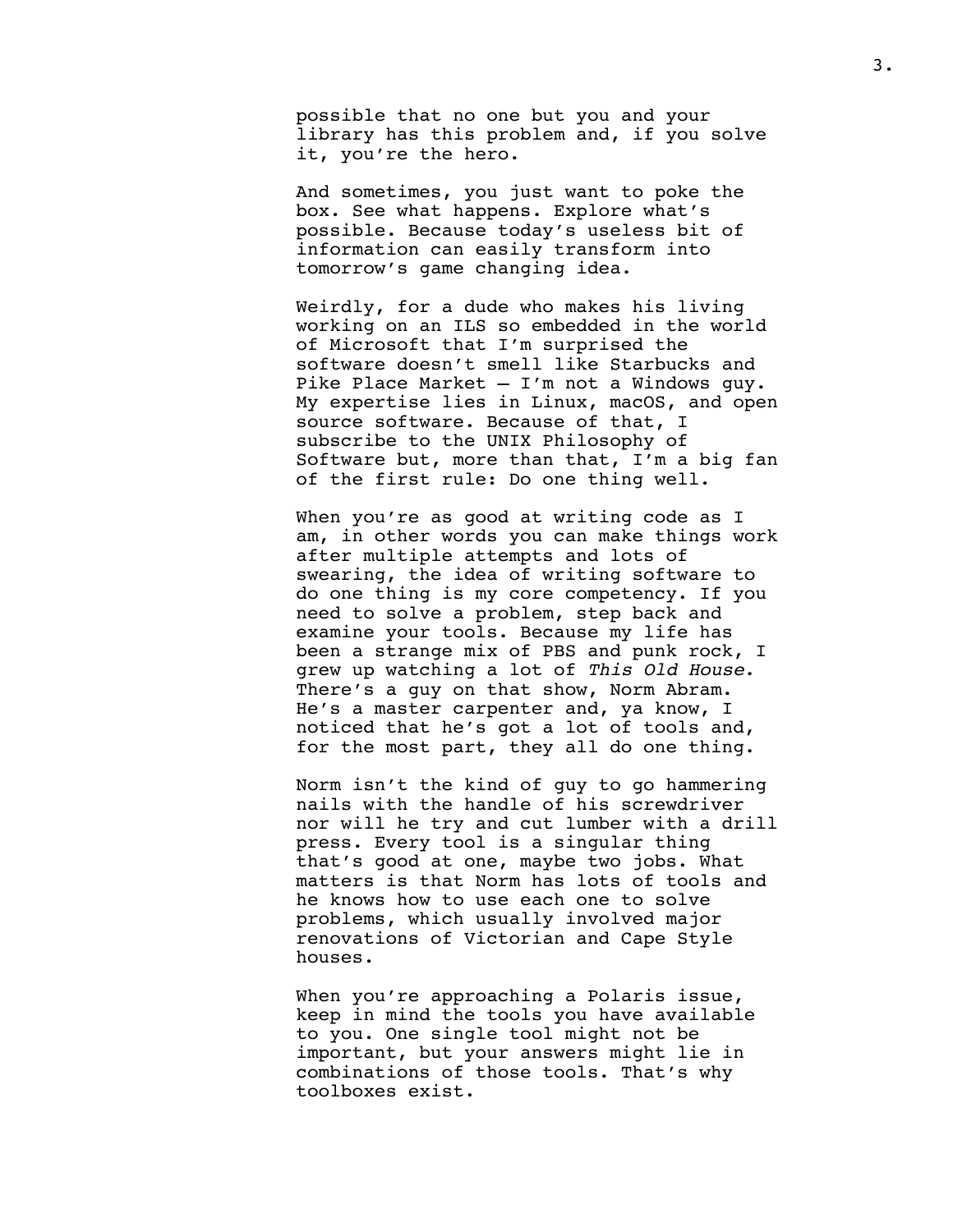possible that no one but you and your library has this problem and, if you solve it, you're the hero.

And sometimes, you just want to poke the box. See what happens. Explore what's possible. Because today's useless bit of information can easily transform into tomorrow's game changing idea.

Weirdly, for a dude who makes his living working on an ILS so embedded in the world of Microsoft that I'm surprised the software doesn't smell like Starbucks and Pike Place Market – I'm not a Windows guy. My expertise lies in Linux, macOS, and open source software. Because of that, I subscribe to the UNIX Philosophy of Software but, more than that, I'm a big fan of the first rule: Do one thing well.

When you're as good at writing code as I am, in other words you can make things work after multiple attempts and lots of swearing, the idea of writing software to do one thing is my core competency. If you need to solve a problem, step back and examine your tools. Because my life has been a strange mix of PBS and punk rock, I grew up watching a lot of *This Old House*. There's a guy on that show, Norm Abram. He's a master carpenter and, ya know, I noticed that he's got a lot of tools and, for the most part, they all do one thing.

Norm isn't the kind of guy to go hammering nails with the handle of his screwdriver nor will he try and cut lumber with a drill press. Every tool is a singular thing that's good at one, maybe two jobs. What matters is that Norm has lots of tools and he knows how to use each one to solve problems, which usually involved major renovations of Victorian and Cape Style houses.

When you're approaching a Polaris issue, keep in mind the tools you have available to you. One single tool might not be important, but your answers might lie in combinations of those tools. That's why toolboxes exist.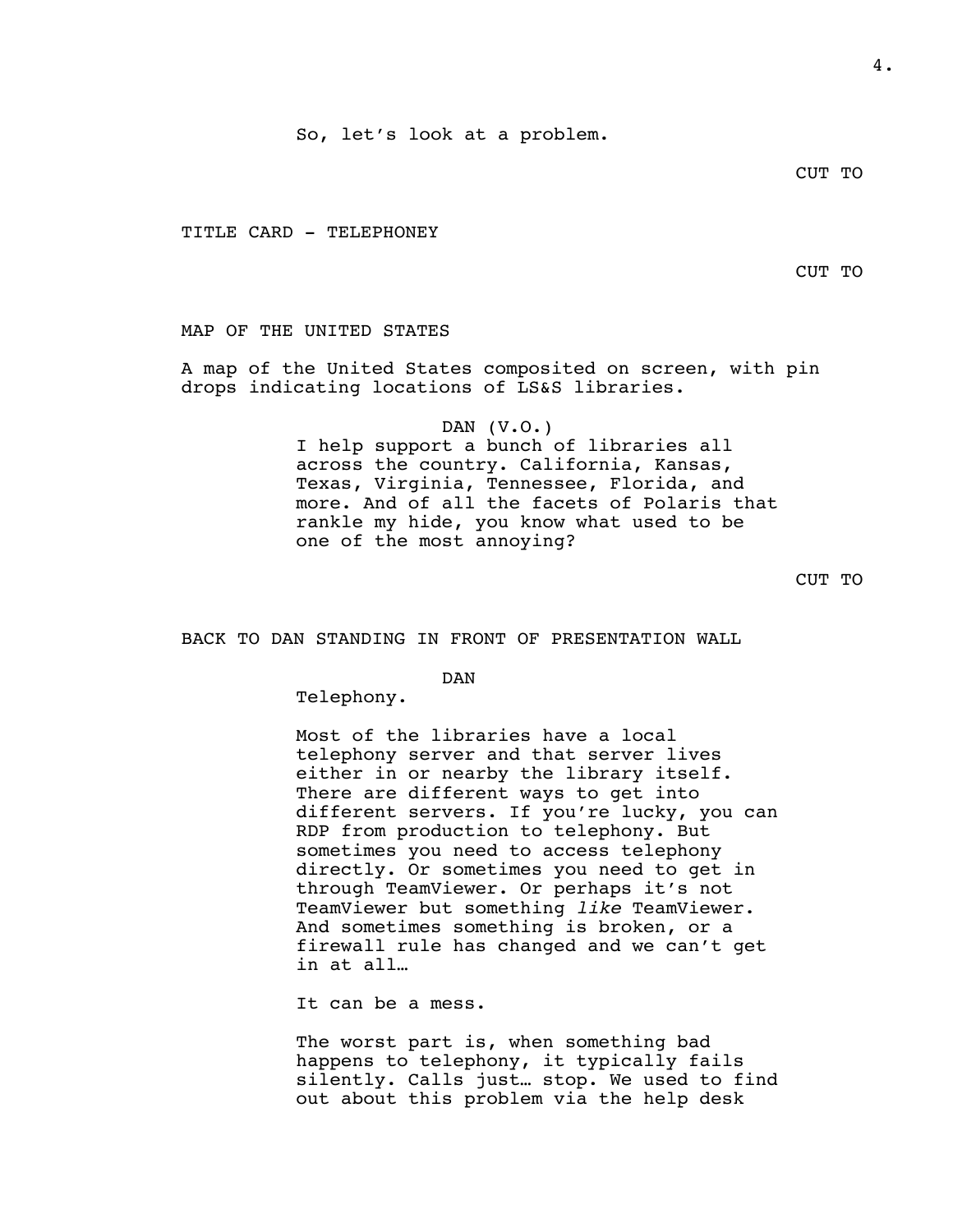So, let's look at a problem.

CUT TO

TITLE CARD - TELEPHONEY

CUT TO

MAP OF THE UNITED STATES

A map of the United States composited on screen, with pin drops indicating locations of LS&S libraries.

DAN (V.O.)

I help support a bunch of libraries all across the country. California, Kansas, Texas, Virginia, Tennessee, Florida, and more. And of all the facets of Polaris that rankle my hide, you know what used to be one of the most annoying?

CUT TO

BACK TO DAN STANDING IN FRONT OF PRESENTATION WALL

DAN

Telephony.

Most of the libraries have a local telephony server and that server lives either in or nearby the library itself. There are different ways to get into different servers. If you're lucky, you can RDP from production to telephony. But sometimes you need to access telephony directly. Or sometimes you need to get in through TeamViewer. Or perhaps it's not TeamViewer but something *like* TeamViewer. And sometimes something is broken, or a firewall rule has changed and we can't get in at all…

It can be a mess.

The worst part is, when something bad happens to telephony, it typically fails silently. Calls just… stop. We used to find out about this problem via the help desk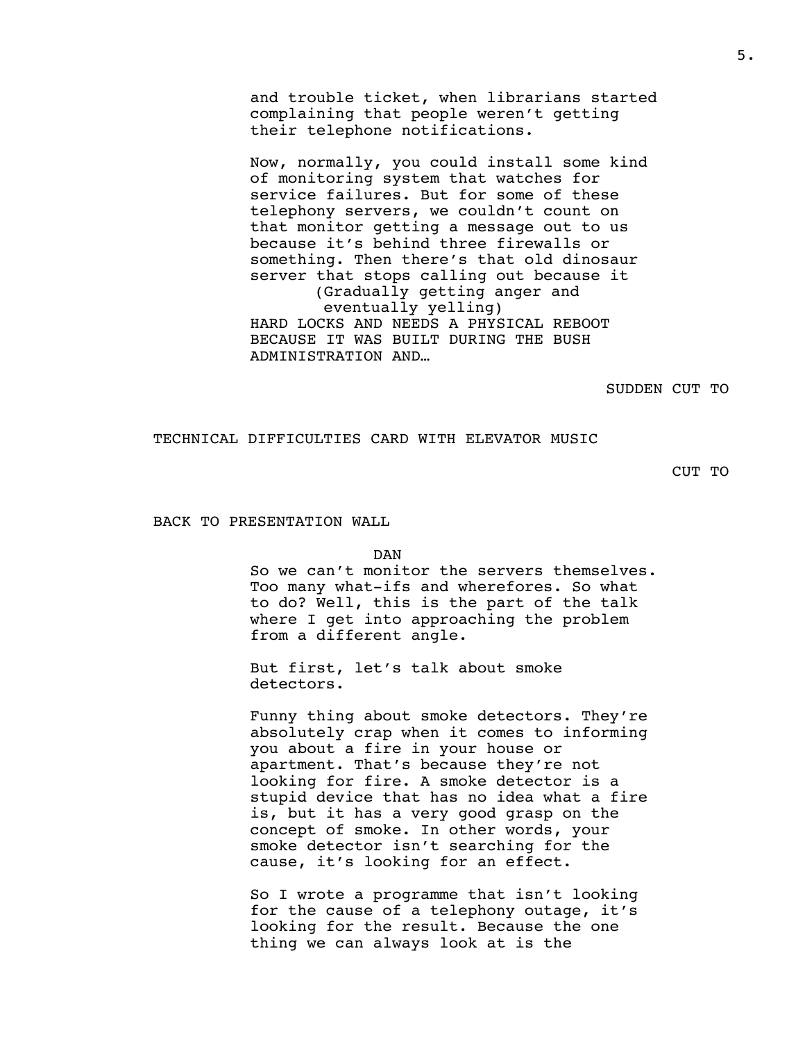and trouble ticket, when librarians started complaining that people weren't getting their telephone notifications.

Now, normally, you could install some kind of monitoring system that watches for service failures. But for some of these telephony servers, we couldn't count on that monitor getting a message out to us because it's behind three firewalls or something. Then there's that old dinosaur server that stops calling out because it

(Gradually getting anger and eventually yelling)

HARD LOCKS AND NEEDS A PHYSICAL REBOOT BECAUSE IT WAS BUILT DURING THE BUSH ADMINISTRATION AND…

SUDDEN CUT TO

TECHNICAL DIFFICULTIES CARD WITH ELEVATOR MUSIC

CUT TO

BACK TO PRESENTATION WALL

DAN

So we can't monitor the servers themselves. Too many what-ifs and wherefores. So what to do? Well, this is the part of the talk where I get into approaching the problem from a different angle.

But first, let's talk about smoke detectors.

Funny thing about smoke detectors. They're absolutely crap when it comes to informing you about a fire in your house or apartment. That's because they're not looking for fire. A smoke detector is a stupid device that has no idea what a fire is, but it has a very good grasp on the concept of smoke. In other words, your smoke detector isn't searching for the cause, it's looking for an effect.

So I wrote a programme that isn't looking for the cause of a telephony outage, it's looking for the result. Because the one thing we can always look at is the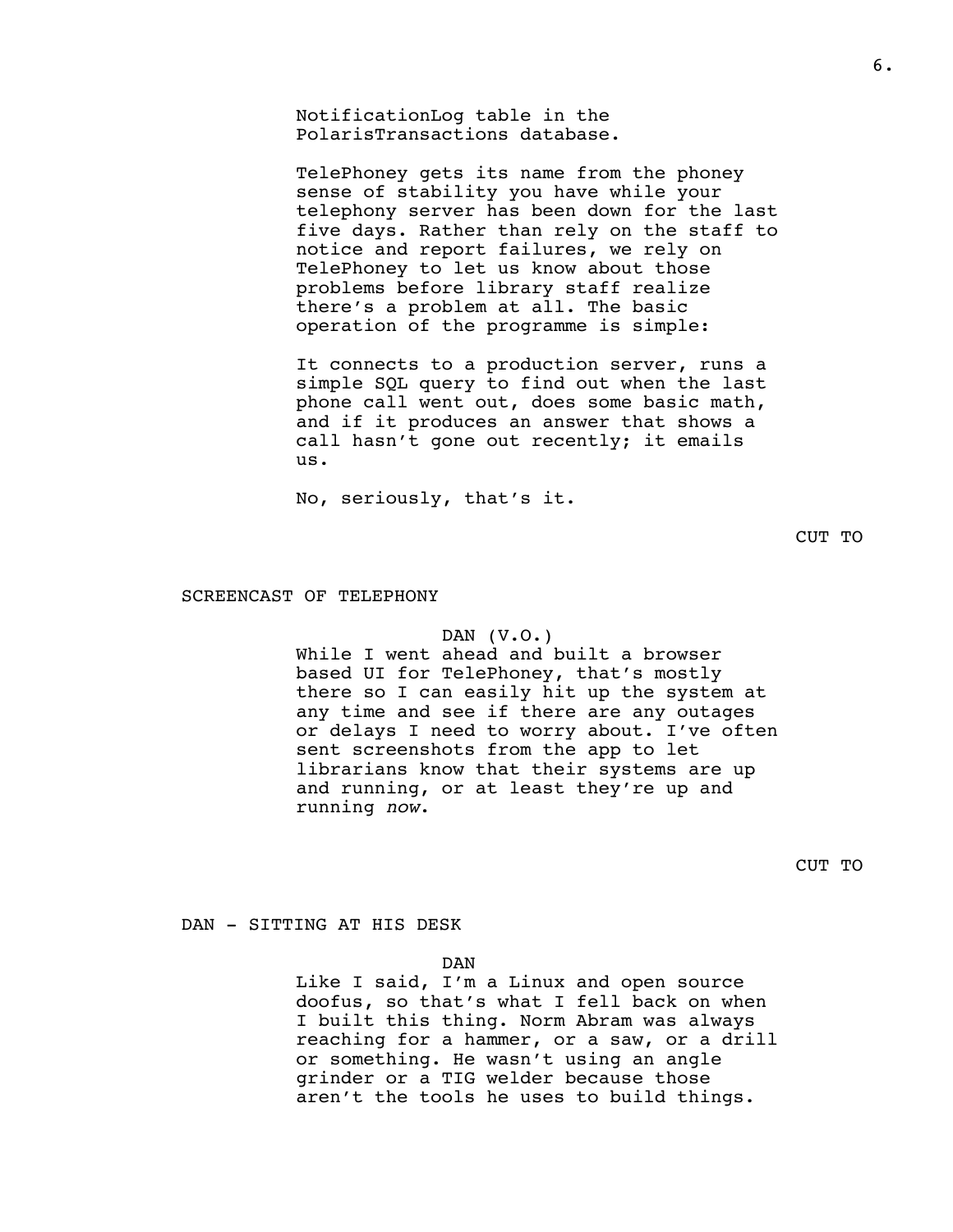NotificationLog table in the PolarisTransactions database.

TelePhoney gets its name from the phoney sense of stability you have while your telephony server has been down for the last five days. Rather than rely on the staff to notice and report failures, we rely on TelePhoney to let us know about those problems before library staff realize there's a problem at all. The basic operation of the programme is simple:

It connects to a production server, runs a simple SQL query to find out when the last phone call went out, does some basic math, and if it produces an answer that shows a call hasn't gone out recently; it emails us.

No, seriously, that's it.

CUT TO

SCREENCAST OF TELEPHONY

DAN (V.O.)

While I went ahead and built a browser based UI for TelePhoney, that's mostly there so I can easily hit up the system at any time and see if there are any outages or delays I need to worry about. I've often sent screenshots from the app to let librarians know that their systems are up and running, or at least they're up and running *now*.

CUT TO

DAN - SITTING AT HIS DESK

DAN

Like I said, I'm a Linux and open source doofus, so that's what I fell back on when I built this thing. Norm Abram was always reaching for a hammer, or a saw, or a drill or something. He wasn't using an angle grinder or a TIG welder because those aren't the tools he uses to build things.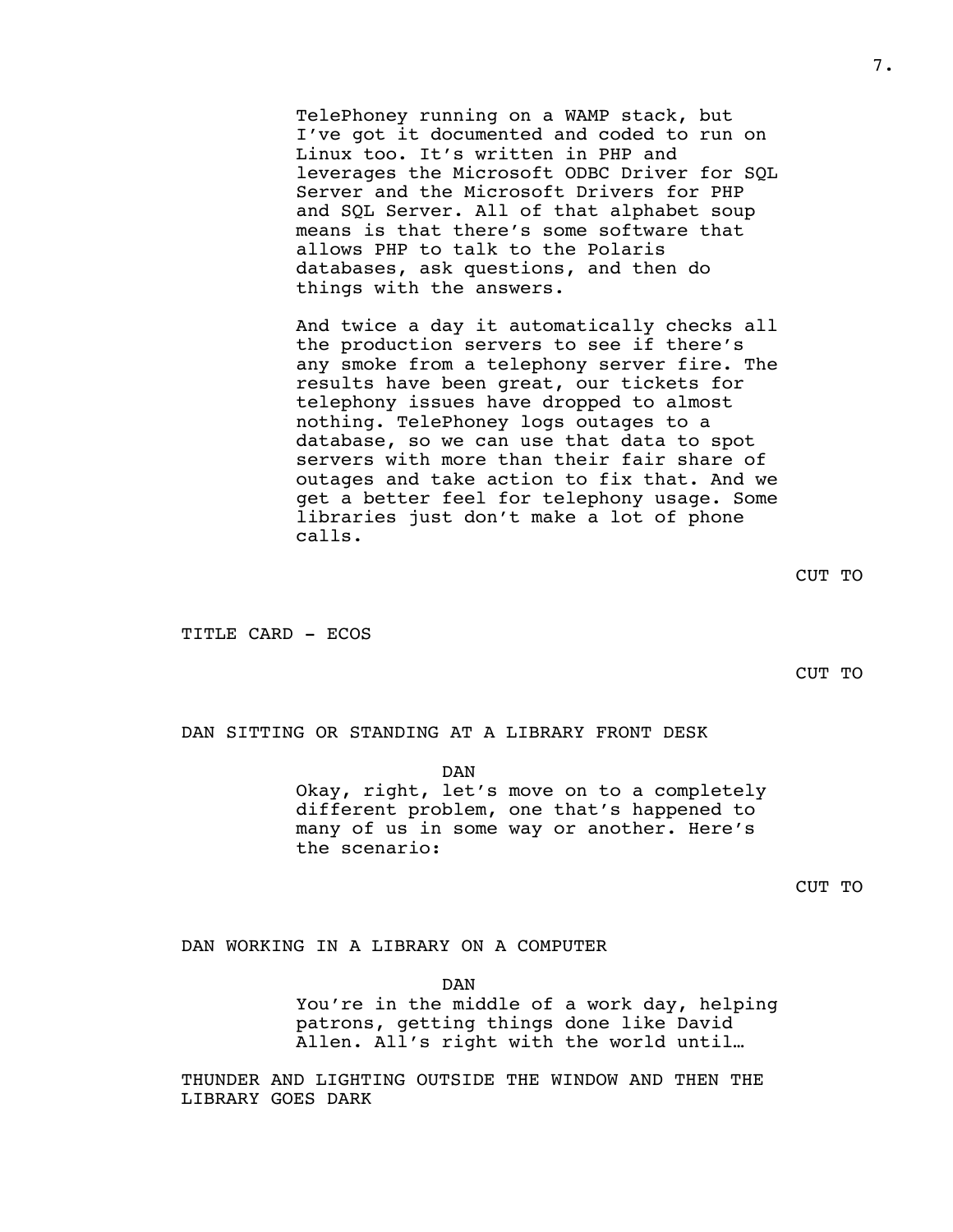TelePhoney running on a WAMP stack, but I've got it documented and coded to run on Linux too. It's written in PHP and leverages the Microsoft ODBC Driver for SQL Server and the Microsoft Drivers for PHP and SQL Server. All of that alphabet soup means is that there's some software that allows PHP to talk to the Polaris databases, ask questions, and then do things with the answers.

And twice a day it automatically checks all the production servers to see if there's any smoke from a telephony server fire. The results have been great, our tickets for telephony issues have dropped to almost nothing. TelePhoney logs outages to a database, so we can use that data to spot servers with more than their fair share of outages and take action to fix that. And we get a better feel for telephony usage. Some libraries just don't make a lot of phone calls.

CUT TO

TITLE CARD - ECOS

CUT TO

DAN SITTING OR STANDING AT A LIBRARY FRONT DESK

DAN

Okay, right, let's move on to a completely different problem, one that's happened to many of us in some way or another. Here's the scenario:

CUT TO

DAN WORKING IN A LIBRARY ON A COMPUTER

DAN

You're in the middle of a work day, helping patrons, getting things done like David Allen. All's right with the world until…

THUNDER AND LIGHTING OUTSIDE THE WINDOW AND THEN THE LIBRARY GOES DARK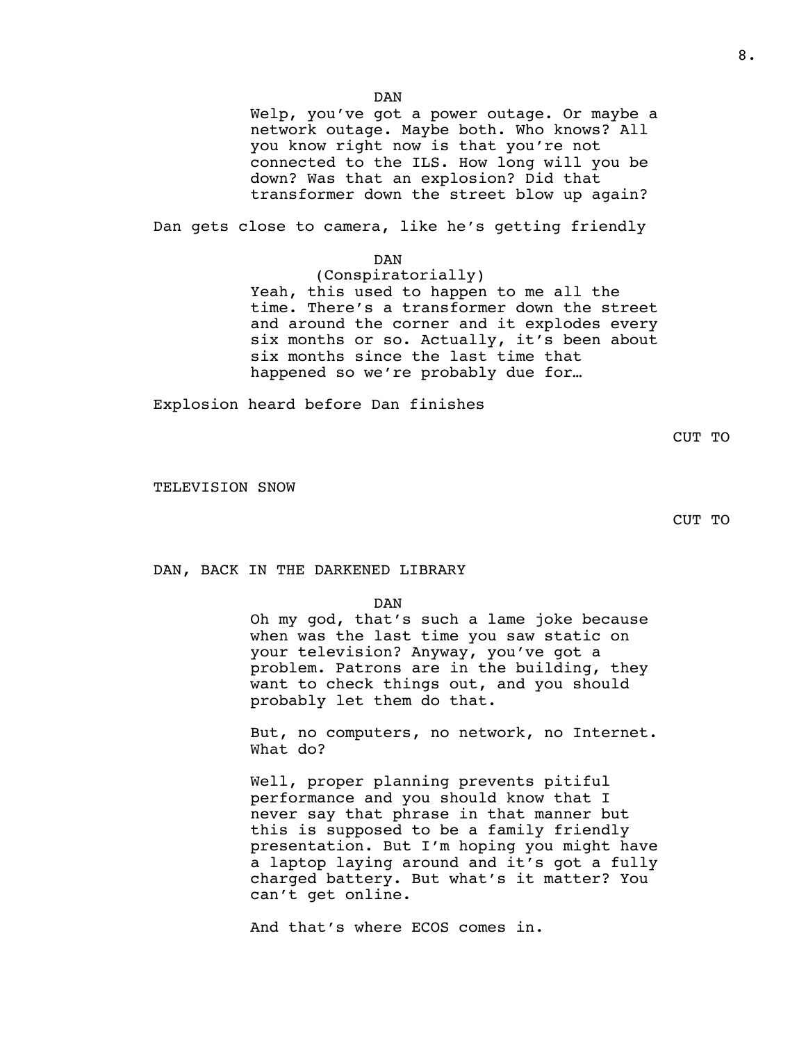DAN

Welp, you've got a power outage. Or maybe a network outage. Maybe both. Who knows? All you know right now is that you're not connected to the ILS. How long will you be down? Was that an explosion? Did that transformer down the street blow up again?

Dan gets close to camera, like he's getting friendly

DAN

(Conspiratorially)

Yeah, this used to happen to me all the time. There's a transformer down the street and around the corner and it explodes every six months or so. Actually, it's been about six months since the last time that happened so we're probably due for…

Explosion heard before Dan finishes

CUT TO

TELEVISION SNOW

CUT TO

DAN, BACK IN THE DARKENED LIBRARY

DAN

Oh my god, that's such a lame joke because when was the last time you saw static on your television? Anyway, you've got a problem. Patrons are in the building, they want to check things out, and you should probably let them do that.

But, no computers, no network, no Internet. What do?

Well, proper planning prevents pitiful performance and you should know that I never say that phrase in that manner but this is supposed to be a family friendly presentation. But I'm hoping you might have a laptop laying around and it's got a fully charged battery. But what's it matter? You can't get online.

And that's where ECOS comes in.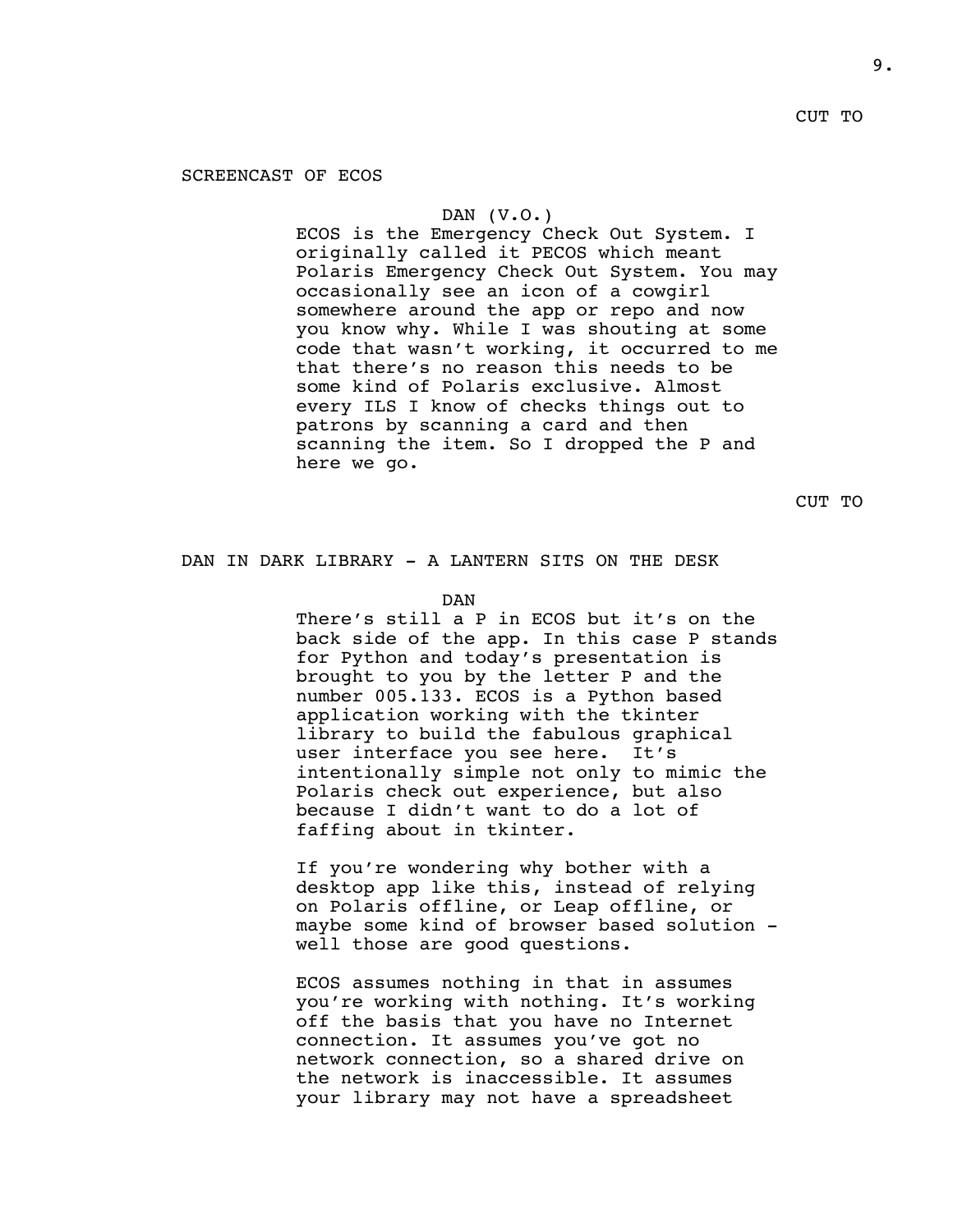CUT TO

SCREENCAST OF ECOS

DAN (V.O.)

ECOS is the Emergency Check Out System. I originally called it PECOS which meant Polaris Emergency Check Out System. You may occasionally see an icon of a cowgirl somewhere around the app or repo and now you know why. While I was shouting at some code that wasn't working, it occurred to me that there's no reason this needs to be some kind of Polaris exclusive. Almost every ILS I know of checks things out to patrons by scanning a card and then scanning the item. So I dropped the P and here we go.

CUT TO

DAN IN DARK LIBRARY - A LANTERN SITS ON THE DESK

DAN

There's still a P in ECOS but it's on the back side of the app. In this case P stands for Python and today's presentation is brought to you by the letter P and the number 005.133. ECOS is a Python based application working with the tkinter library to build the fabulous graphical user interface you see here. It's intentionally simple not only to mimic the Polaris check out experience, but also because I didn't want to do a lot of faffing about in tkinter.

If you're wondering why bother with a desktop app like this, instead of relying on Polaris offline, or Leap offline, or maybe some kind of browser based solution - well those are good questions.

ECOS assumes nothing in that in assumes you're working with nothing. It's working off the basis that you have no Internet connection. It assumes you've got no network connection, so a shared drive on the network is inaccessible. It assumes your library may not have a spreadsheet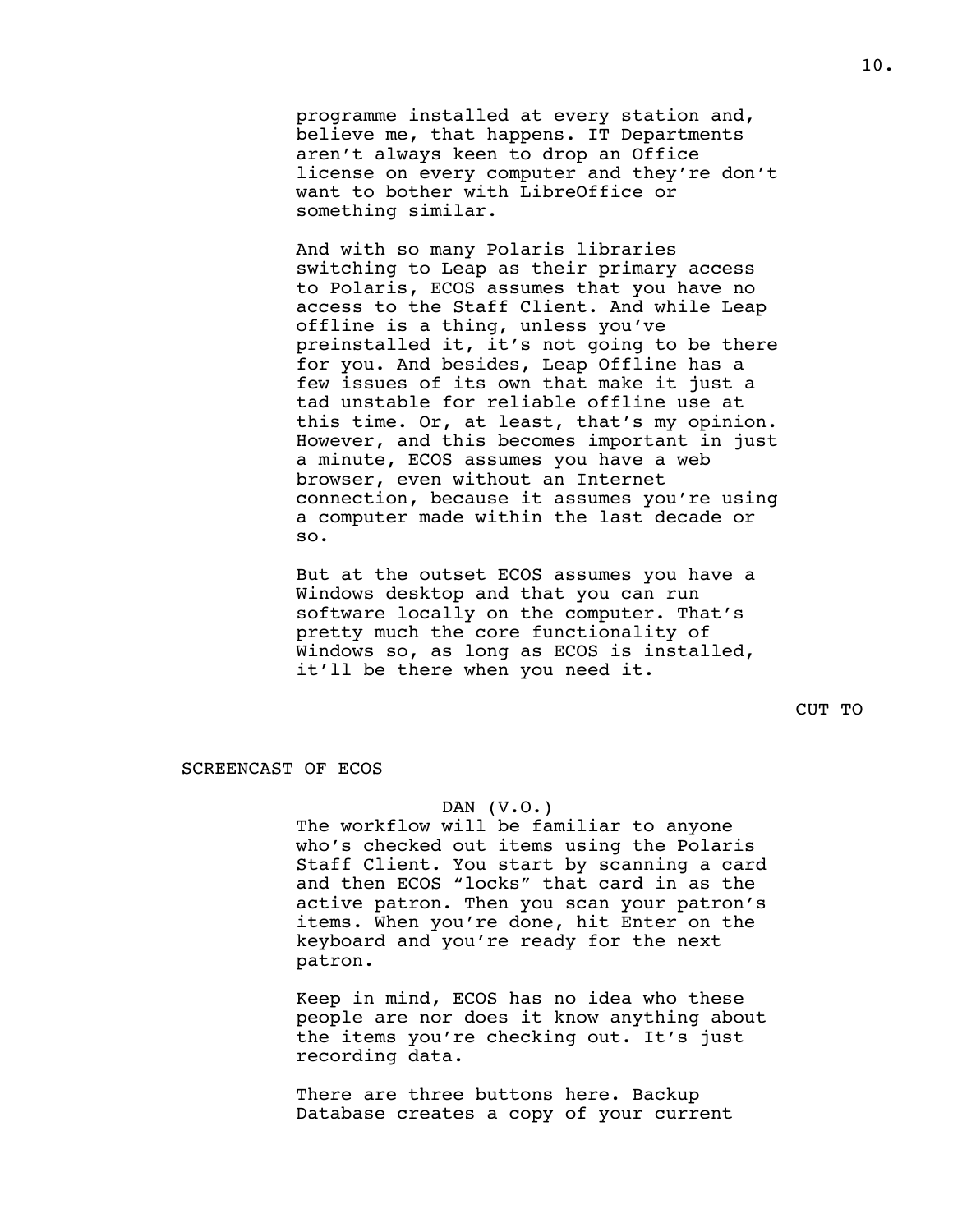programme installed at every station and, believe me, that happens. IT Departments aren't always keen to drop an Office license on every computer and they're don't want to bother with LibreOffice or something similar.

And with so many Polaris libraries switching to Leap as their primary access to Polaris, ECOS assumes that you have no access to the Staff Client. And while Leap offline is a thing, unless you've preinstalled it, it's not going to be there for you. And besides, Leap Offline has a few issues of its own that make it just a tad unstable for reliable offline use at this time. Or, at least, that's my opinion. However, and this becomes important in just a minute, ECOS assumes you have a web browser, even without an Internet connection, because it assumes you're using a computer made within the last decade or so.

But at the outset ECOS assumes you have a Windows desktop and that you can run software locally on the computer. That's pretty much the core functionality of Windows so, as long as ECOS is installed, it'll be there when you need it.

CUT TO

SCREENCAST OF ECOS

DAN (V.O.)

The workflow will be familiar to anyone who's checked out items using the Polaris Staff Client. You start by scanning a card and then ECOS "locks" that card in as the active patron. Then you scan your patron's items. When you're done, hit Enter on the keyboard and you're ready for the next patron.

Keep in mind, ECOS has no idea who these people are nor does it know anything about the items you're checking out. It's just recording data.

There are three buttons here. Backup Database creates a copy of your current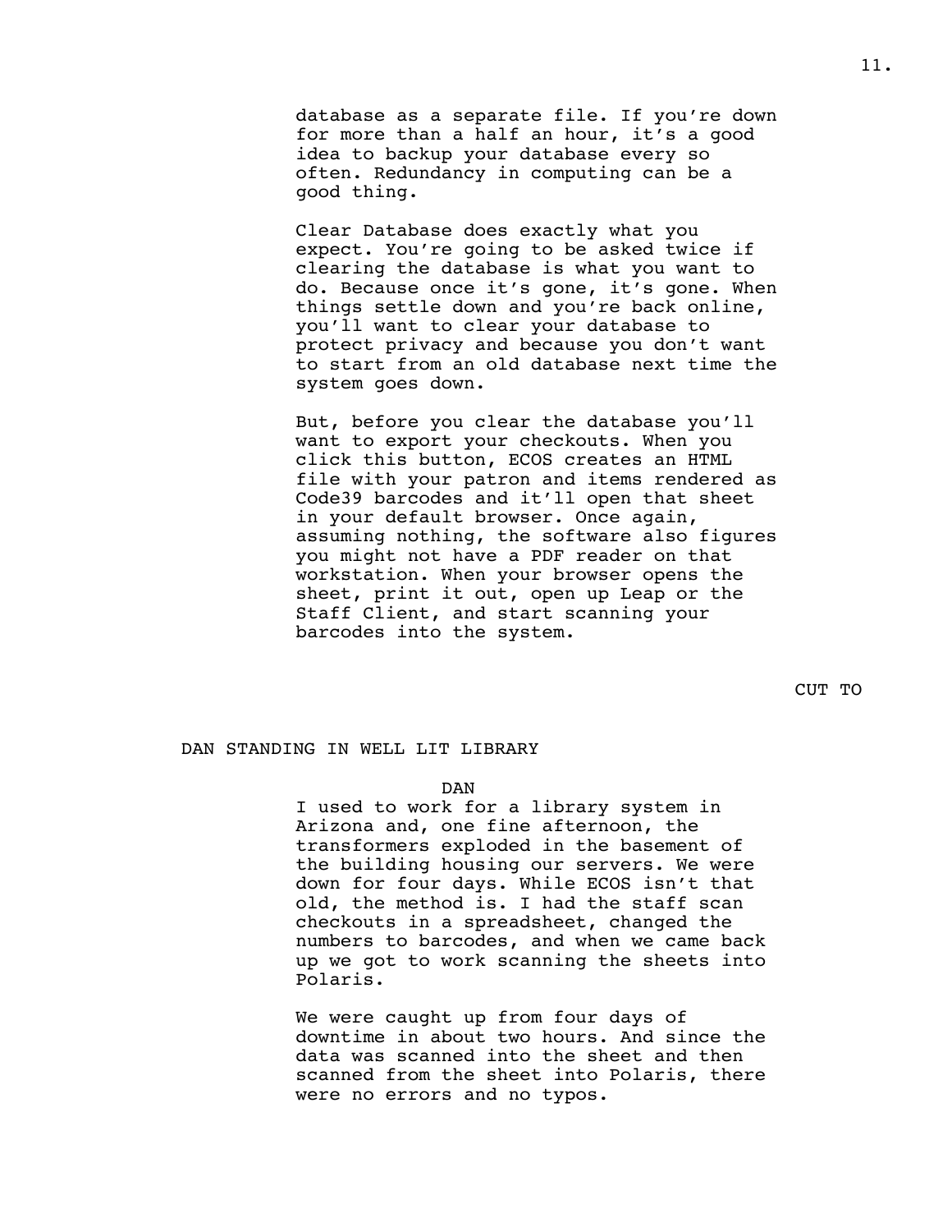database as a separate file. If you're down for more than a half an hour, it's a good idea to backup your database every so often. Redundancy in computing can be a good thing.

Clear Database does exactly what you expect. You're going to be asked twice if clearing the database is what you want to do. Because once it's gone, it's gone. When things settle down and you're back online, you'll want to clear your database to protect privacy and because you don't want to start from an old database next time the system goes down.

But, before you clear the database you'll want to export your checkouts. When you click this button, ECOS creates an HTML file with your patron and items rendered as Code39 barcodes and it'll open that sheet in your default browser. Once again, assuming nothing, the software also figures you might not have a PDF reader on that workstation. When your browser opens the sheet, print it out, open up Leap or the Staff Client, and start scanning your barcodes into the system.

CUT TO

DAN STANDING IN WELL LIT LIBRARY

DAN

I used to work for a library system in Arizona and, one fine afternoon, the transformers exploded in the basement of the building housing our servers. We were down for four days. While ECOS isn't that old, the method is. I had the staff scan checkouts in a spreadsheet, changed the numbers to barcodes, and when we came back up we got to work scanning the sheets into Polaris.

We were caught up from four days of downtime in about two hours. And since the data was scanned into the sheet and then scanned from the sheet into Polaris, there were no errors and no typos.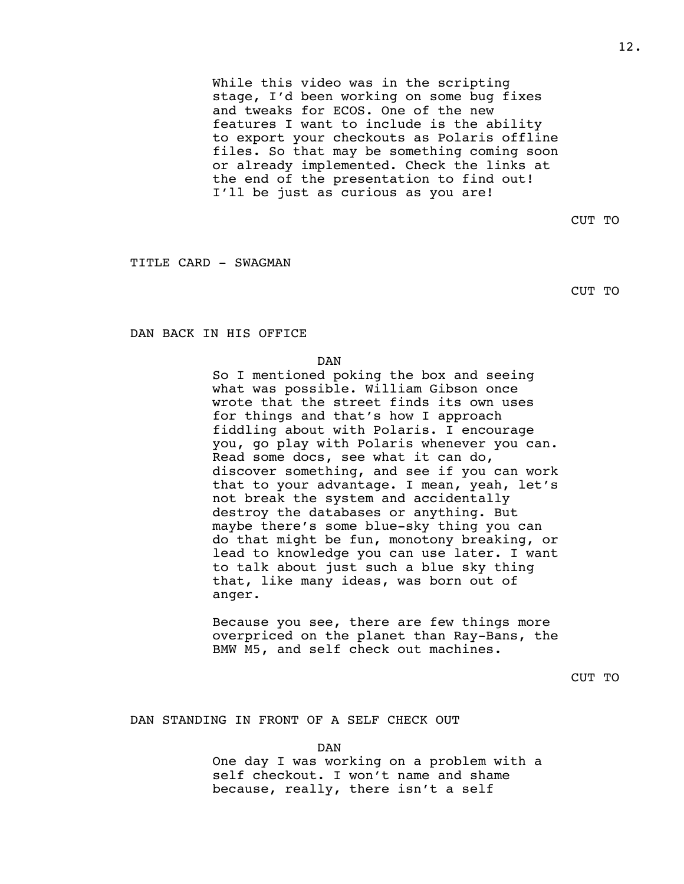While this video was in the scripting stage, I'd been working on some bug fixes and tweaks for ECOS. One of the new features I want to include is the ability to export your checkouts as Polaris offline files. So that may be something coming soon or already implemented. Check the links at the end of the presentation to find out! I'll be just as curious as you are!

CUT TO

TITLE CARD - SWAGMAN

CUT TO

DAN BACK IN HIS OFFICE

DAN

So I mentioned poking the box and seeing what was possible. William Gibson once wrote that the street finds its own uses for things and that's how I approach fiddling about with Polaris. I encourage you, go play with Polaris whenever you can. Read some docs, see what it can do, discover something, and see if you can work that to your advantage. I mean, yeah, let's not break the system and accidentally destroy the databases or anything. But maybe there's some blue-sky thing you can do that might be fun, monotony breaking, or lead to knowledge you can use later. I want to talk about just such a blue sky thing that, like many ideas, was born out of anger.

Because you see, there are few things more overpriced on the planet than Ray-Bans, the BMW M5, and self check out machines.

CUT TO

DAN STANDING IN FRONT OF A SELF CHECK OUT

DAN

One day I was working on a problem with a self checkout. I won't name and shame because, really, there isn't a self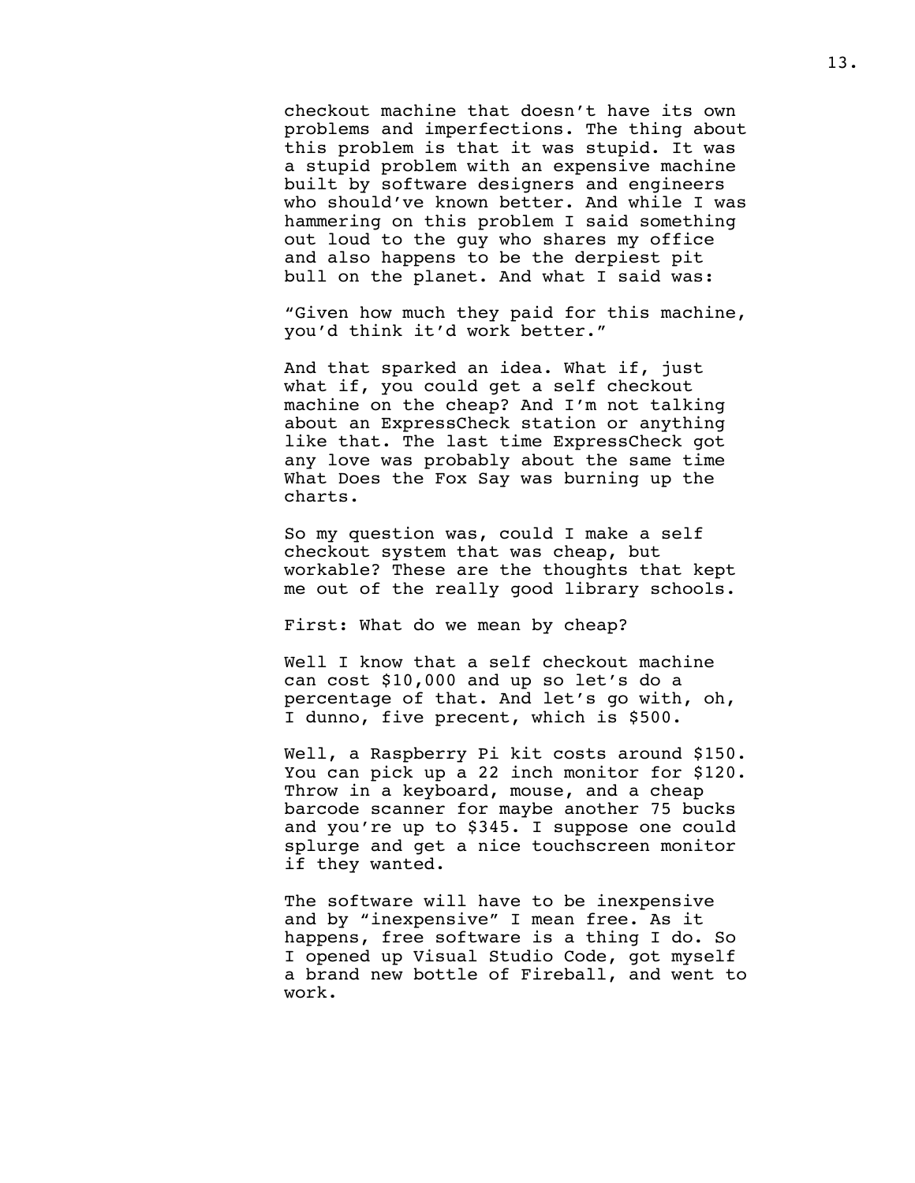checkout machine that doesn't have its own problems and imperfections. The thing about this problem is that it was stupid. It was a stupid problem with an expensive machine built by software designers and engineers who should've known better. And while I was hammering on this problem I said something out loud to the guy who shares my office and also happens to be the derpiest pit bull on the planet. And what I said was:

"Given how much they paid for this machine, you'd think it'd work better."

And that sparked an idea. What if, just what if, you could get a self checkout machine on the cheap? And I'm not talking about an ExpressCheck station or anything like that. The last time ExpressCheck got any love was probably about the same time What Does the Fox Say was burning up the charts.

So my question was, could I make a self checkout system that was cheap, but workable? These are the thoughts that kept me out of the really good library schools.

First: What do we mean by cheap?

Well I know that a self checkout machine can cost $10,000 and up so let's do a percentage of that. And let's go with, oh, I dunno, five precent, which is $500.

Well, a Raspberry Pi kit costs around $150. You can pick up a 22 inch monitor for $120. Throw in a keyboard, mouse, and a cheap barcode scanner for maybe another 75 bucks and you're up to $345. I suppose one could splurge and get a nice touchscreen monitor if they wanted.

The software will have to be inexpensive and by "inexpensive" I mean free. As it happens, free software is a thing I do. So I opened up Visual Studio Code, got myself a brand new bottle of Fireball, and went to work.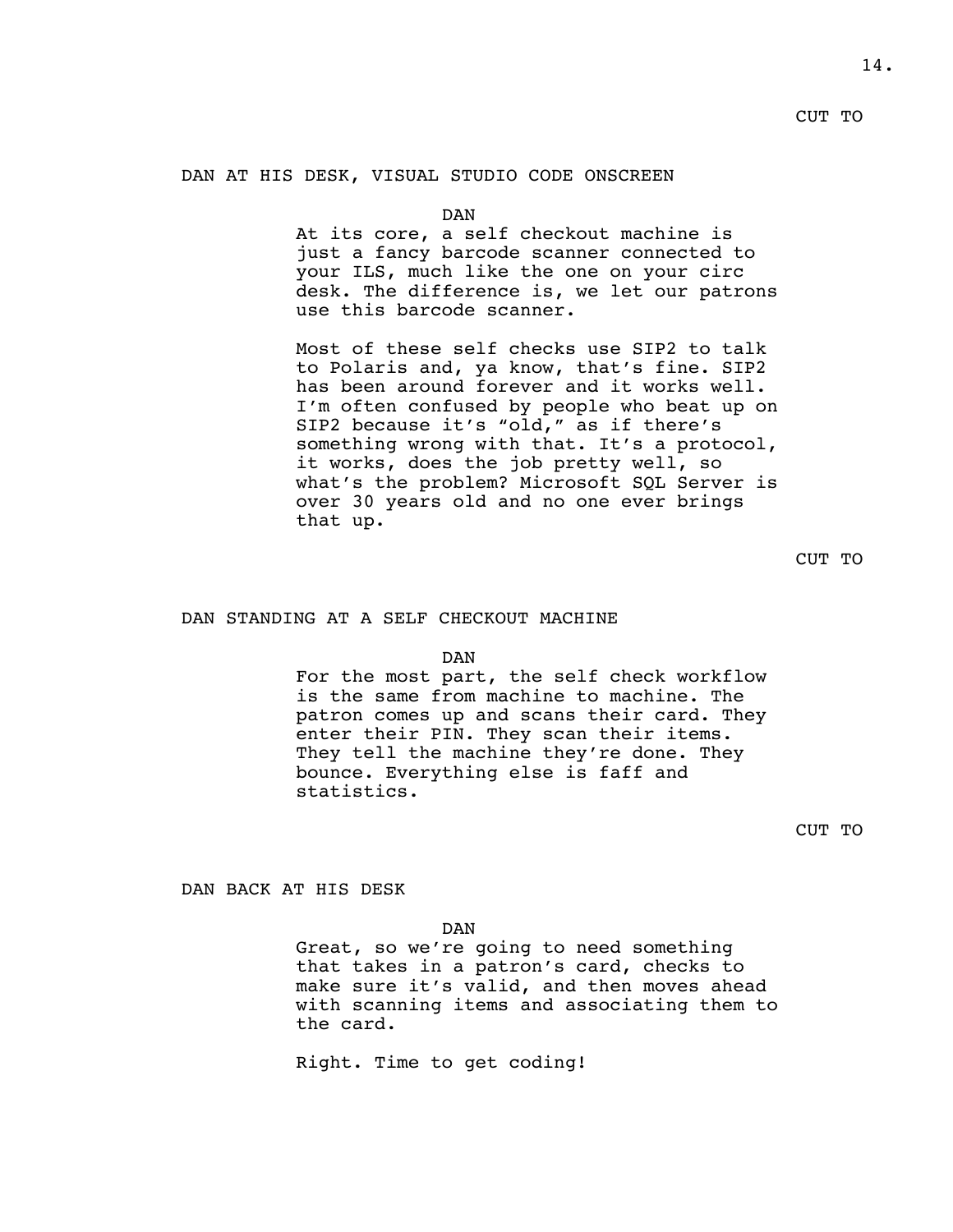CUT TO

DAN AT HIS DESK, VISUAL STUDIO CODE ONSCREEN

DAN

At its core, a self checkout machine is just a fancy barcode scanner connected to your ILS, much like the one on your circ desk. The difference is, we let our patrons use this barcode scanner.

Most of these self checks use SIP2 to talk to Polaris and, ya know, that's fine. SIP2 has been around forever and it works well. I'm often confused by people who beat up on SIP2 because it's "old," as if there's something wrong with that. It's a protocol, it works, does the job pretty well, so what's the problem? Microsoft SQL Server is over 30 years old and no one ever brings that up.

CUT TO

DAN STANDING AT A SELF CHECKOUT MACHINE

DAN

For the most part, the self check workflow is the same from machine to machine. The patron comes up and scans their card. They enter their PIN. They scan their items. They tell the machine they're done. They bounce. Everything else is faff and statistics.

CUT TO

DAN BACK AT HIS DESK

DAN

Great, so we're going to need something that takes in a patron's card, checks to make sure it's valid, and then moves ahead with scanning items and associating them to the card.

Right. Time to get coding!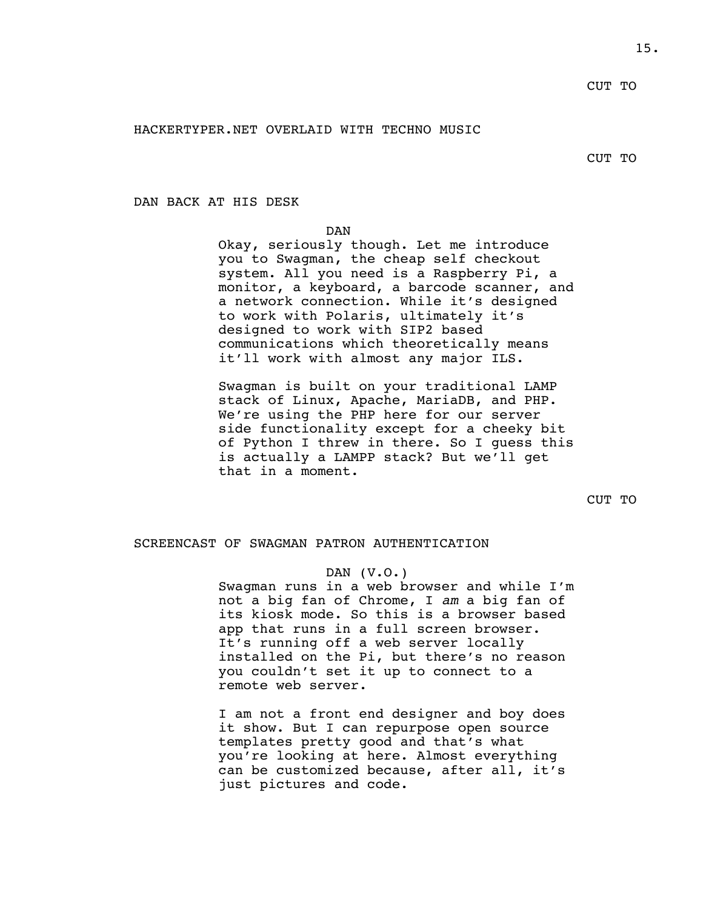CUT TO

HACKERTYPER.NET OVERLAID WITH TECHNO MUSIC

CUT TO

DAN BACK AT HIS DESK

DAN

Okay, seriously though. Let me introduce you to Swagman, the cheap self checkout system. All you need is a Raspberry Pi, a monitor, a keyboard, a barcode scanner, and a network connection. While it's designed to work with Polaris, ultimately it's designed to work with SIP2 based communications which theoretically means it'll work with almost any major ILS.

Swagman is built on your traditional LAMP stack of Linux, Apache, MariaDB, and PHP. We're using the PHP here for our server side functionality except for a cheeky bit of Python I threw in there. So I guess this is actually a LAMPP stack? But we'll get that in a moment.

CUT TO

SCREENCAST OF SWAGMAN PATRON AUTHENTICATION

DAN (V.O.)

Swagman runs in a web browser and while I'm not a big fan of Chrome, I *am* a big fan of its kiosk mode. So this is a browser based app that runs in a full screen browser. It's running off a web server locally installed on the Pi, but there's no reason you couldn't set it up to connect to a remote web server.

I am not a front end designer and boy does it show. But I can repurpose open source templates pretty good and that's what you're looking at here. Almost everything can be customized because, after all, it's just pictures and code.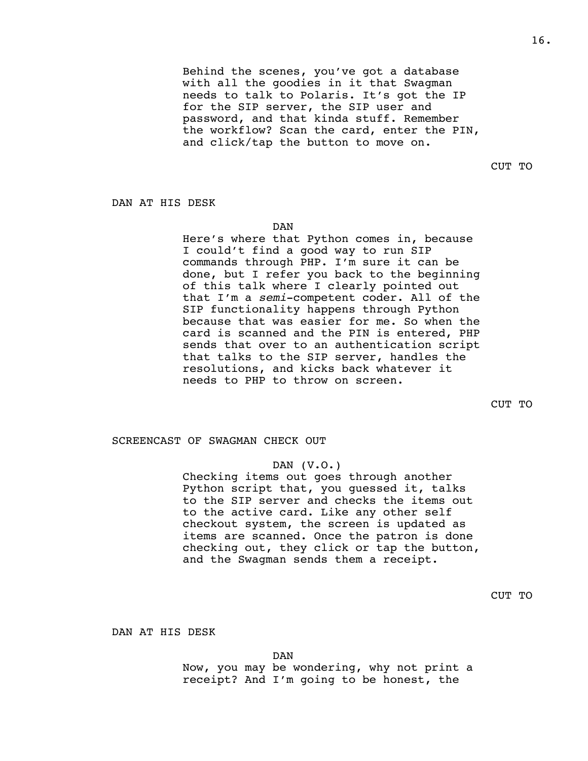Behind the scenes, you've got a database with all the goodies in it that Swagman needs to talk to Polaris. It's got the IP for the SIP server, the SIP user and password, and that kinda stuff. Remember the workflow? Scan the card, enter the PIN, and click/tap the button to move on.

CUT TO

DAN AT HIS DESK

DAN

Here's where that Python comes in, because I couldn't find a good way to run SIP commands through PHP. I'm sure it can be done, but I refer you back to the beginning of this talk where I clearly pointed out that I'm a *semi*-competent coder. All of the SIP functionality happens through Python because that was easier for me. So when the card is scanned and the PIN is entered, PHP sends that over to an authentication script that talks to the SIP server, handles the resolutions, and kicks back whatever it needs to PHP to throw on screen.

CUT TO

SCREENCAST OF SWAGMAN CHECK OUT

DAN (V.O.)

Checking items out goes through another Python script that, you guessed it, talks to the SIP server and checks the items out to the active card. Like any other self checkout system, the screen is updated as items are scanned. Once the patron is done checking out, they click or tap the button, and the Swagman sends them a receipt.

CUT TO

DAN AT HIS DESK

DAN

Now, you may be wondering, why not print a receipt? And I'm going to be honest, the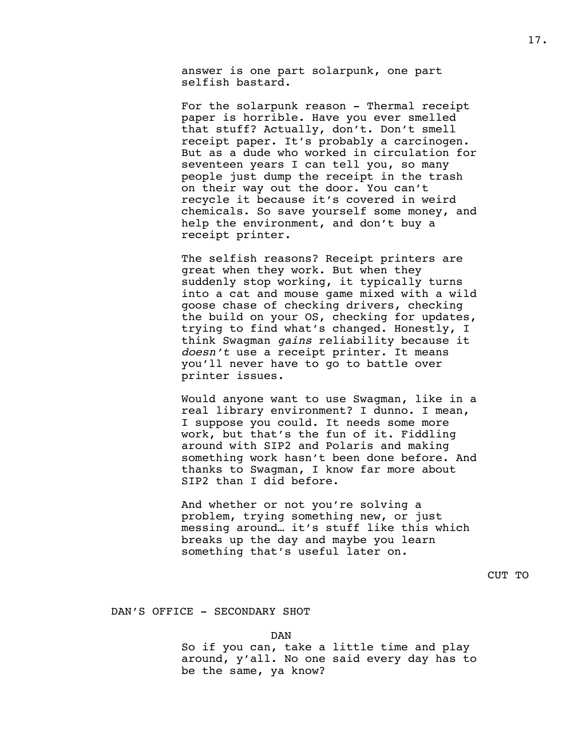answer is one part solarpunk, one part selfish bastard.

For the solarpunk reason - Thermal receipt paper is horrible. Have you ever smelled that stuff? Actually, don't. Don't smell receipt paper. It's probably a carcinogen. But as a dude who worked in circulation for seventeen years I can tell you, so many people just dump the receipt in the trash on their way out the door. You can't recycle it because it's covered in weird chemicals. So save yourself some money, and help the environment, and don't buy a receipt printer.

The selfish reasons? Receipt printers are great when they work. But when they suddenly stop working, it typically turns into a cat and mouse game mixed with a wild goose chase of checking drivers, checking the build on your OS, checking for updates, trying to find what's changed. Honestly, I think Swagman *gains* reliability because it *doesn't* use a receipt printer. It means you'll never have to go to battle over printer issues.

Would anyone want to use Swagman, like in a real library environment? I dunno. I mean, I suppose you could. It needs some more work, but that's the fun of it. Fiddling around with SIP2 and Polaris and making something work hasn't been done before. And thanks to Swagman, I know far more about SIP2 than I did before.

And whether or not you're solving a problem, trying something new, or just messing around… it's stuff like this which breaks up the day and maybe you learn something that's useful later on.

CUT TO

DAN'S OFFICE - SECONDARY SHOT

DAN

So if you can, take a little time and play around, y'all. No one said every day has to be the same, ya know?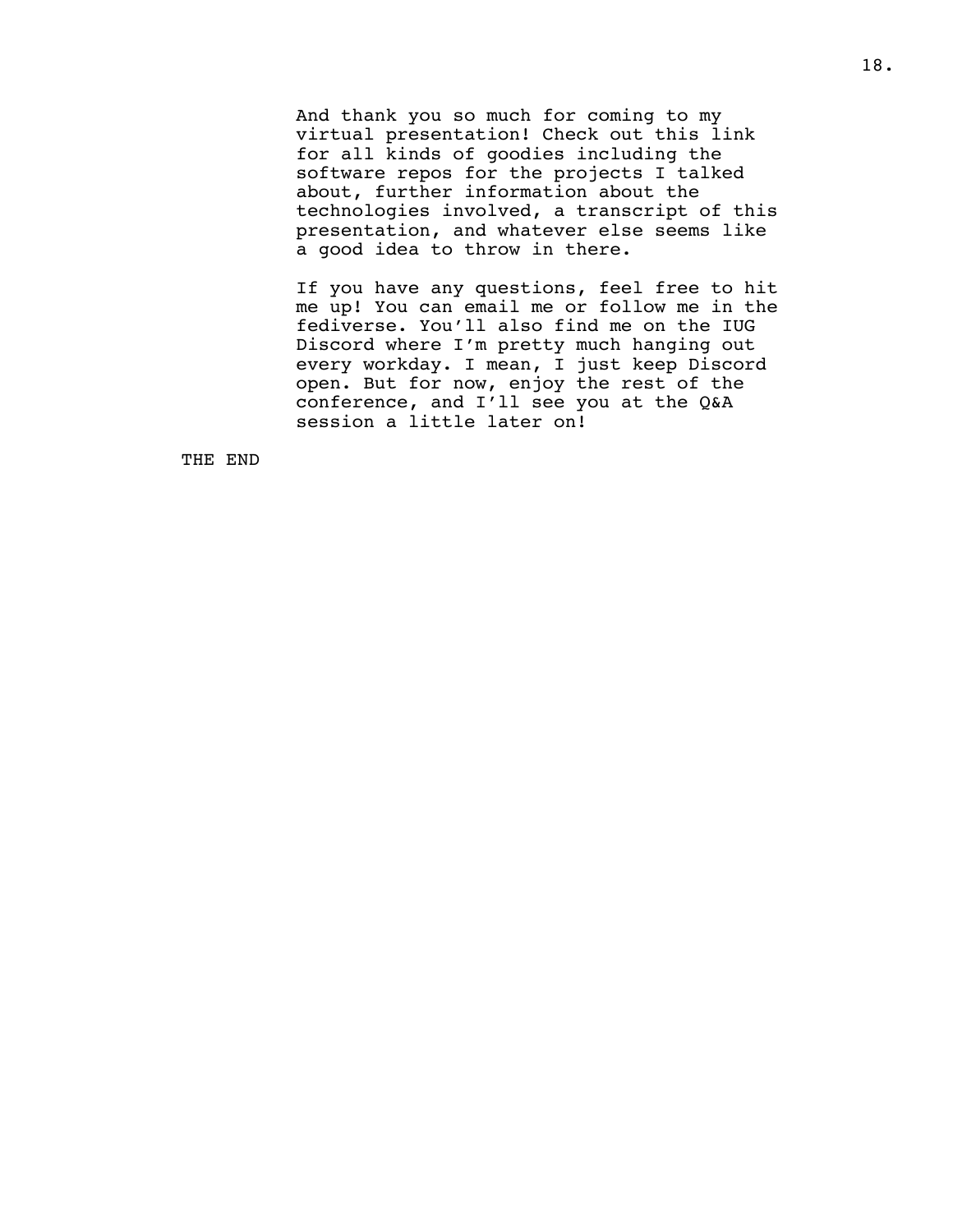And thank you so much for coming to my virtual presentation! Check out this link for all kinds of goodies including the software repos for the projects I talked about, further information about the technologies involved, a transcript of this presentation, and whatever else seems like a good idea to throw in there.

If you have any questions, feel free to hit me up! You can email me or follow me in the fediverse. You'll also find me on the IUG Discord where I'm pretty much hanging out every workday. I mean, I just keep Discord open. But for now, enjoy the rest of the conference, and I'll see you at the Q&A session a little later on!

THE END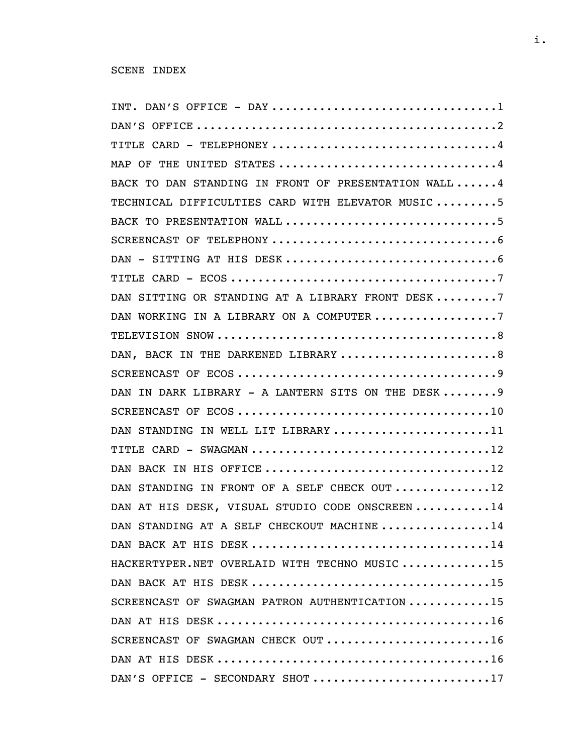## SCENE INDEX

| | |
|---|---|
| INT. DAN'S OFFICE - DAY | 1 |
| DAN'S OFFICE | 2 |
| TITLE CARD - TELEPHONEY | 4 |
| MAP OF THE UNITED STATES | 4 |
| BACK TO DAN STANDING IN FRONT OF PRESENTATION WALL | 4 |
| TECHNICAL DIFFICULTIES CARD WITH ELEVATOR MUSIC | 5 |
| BACK TO PRESENTATION WALL | 5 |
| SCREENCAST OF TELEPHONY | 6 |
| DAN - SITTING AT HIS DESK | 6 |
| TITLE CARD - ECOS | 7 |
| DAN SITTING OR STANDING AT A LIBRARY FRONT DESK | 7 |
| DAN WORKING IN A LIBRARY ON A COMPUTER | 7 |
| TELEVISION SNOW | 8 |
| DAN, BACK IN THE DARKENED LIBRARY | 8 |
| SCREENCAST OF ECOS | 9 |
| DAN IN DARK LIBRARY - A LANTERN SITS ON THE DESK | 9 |
| SCREENCAST OF ECOS | 10 |
| DAN STANDING IN WELL LIT LIBRARY | 11 |
| TITLE CARD - SWAGMAN | 12 |
| DAN BACK IN HIS OFFICE | 12 |
| DAN STANDING IN FRONT OF A SELF CHECK OUT | 12 |
| DAN AT HIS DESK, VISUAL STUDIO CODE ONSCREEN | 14 |
| DAN STANDING AT A SELF CHECKOUT MACHINE | 14 |
| DAN BACK AT HIS DESK | 14 |
| HACKERTYPER.NET OVERLAID WITH TECHNO MUSIC | 15 |
| DAN BACK AT HIS DESK | 15 |
| SCREENCAST OF SWAGMAN PATRON AUTHENTICATION | 15 |
| DAN AT HIS DESK | 16 |
| SCREENCAST OF SWAGMAN CHECK OUT | 16 |
| DAN AT HIS DESK | 16 |
| DAN'S OFFICE - SECONDARY SHOT | 17 |